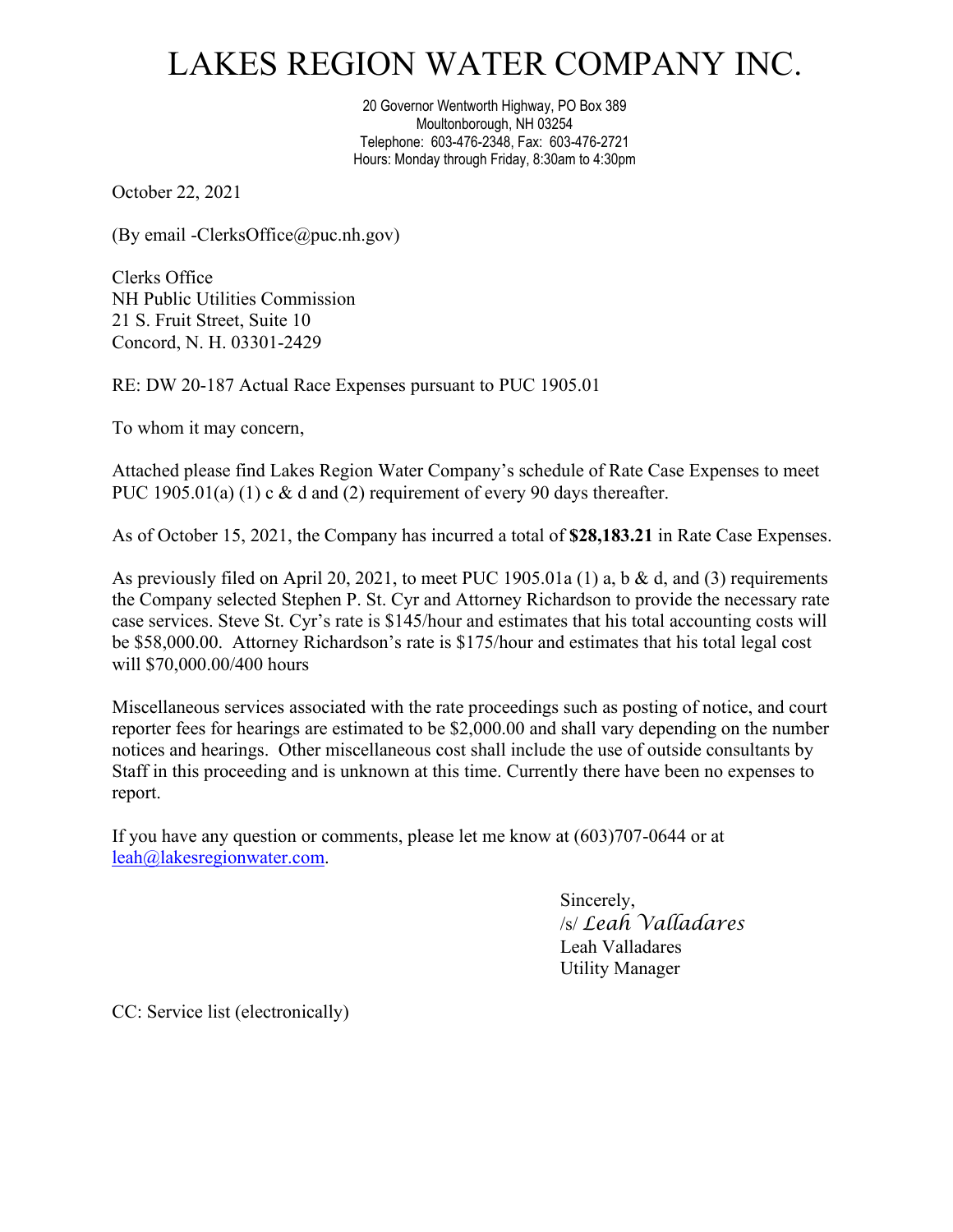# LAKES REGION WATER COMPANY INC.

20 Governor Wentworth Highway, PO Box 389
Moultonborough, NH 03254
Telephone: 603-476-2348, Fax: 603-476-2721
Hours: Monday through Friday, 8:30am to 4:30pm

October 22, 2021

(By email -ClerksOffice@puc.nh.gov)

Clerks Office
NH Public Utilities Commission
21 S. Fruit Street, Suite 10
Concord, N. H. 03301-2429

RE: DW 20-187 Actual Race Expenses pursuant to PUC 1905.01

To whom it may concern,

Attached please find Lakes Region Water Company's schedule of Rate Case Expenses to meet PUC 1905.01(a) (1) c & d and (2) requirement of every 90 days thereafter.

As of October 15, 2021, the Company has incurred a total of **$28,183.21** in Rate Case Expenses.

As previously filed on April 20, 2021, to meet PUC 1905.01a (1) a, b & d, and (3) requirements the Company selected Stephen P. St. Cyr and Attorney Richardson to provide the necessary rate case services. Steve St. Cyr's rate is $145/hour and estimates that his total accounting costs will be $58,000.00. Attorney Richardson's rate is $175/hour and estimates that his total legal cost will $70,000.00/400 hours

Miscellaneous services associated with the rate proceedings such as posting of notice, and court reporter fees for hearings are estimated to be $2,000.00 and shall vary depending on the number notices and hearings. Other miscellaneous cost shall include the use of outside consultants by Staff in this proceeding and is unknown at this time. Currently there have been no expenses to report.

If you have any question or comments, please let me know at (603)707-0644 or at leah@lakesregionwater.com.

Sincerely,
/s/ *Leah Valladares*
Leah Valladares
Utility Manager

CC: Service list (electronically)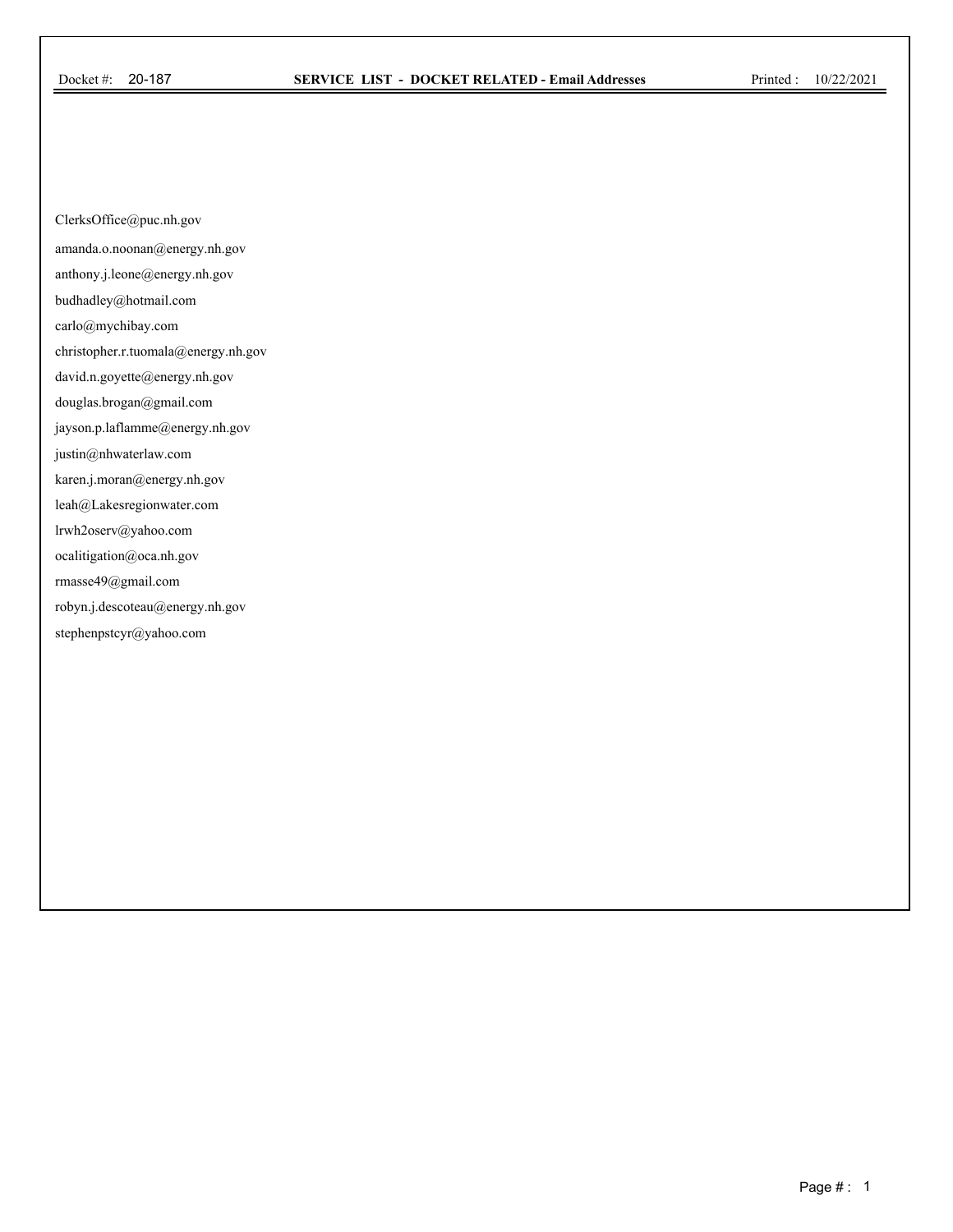Docket #: 20-187 **SERVICE LIST - DOCKET RELATED - Email Addresses** Printed : 10/22/2021

ClerksOffice@puc.nh.gov
amanda.o.noonan@energy.nh.gov
anthony.j.leone@energy.nh.gov
budhadley@hotmail.com
carlo@mychibay.com
christopher.r.tuomala@energy.nh.gov
david.n.goyette@energy.nh.gov
douglas.brogan@gmail.com
jayson.p.laflamme@energy.nh.gov
justin@nhwaterlaw.com
karen.j.moran@energy.nh.gov
leah@Lakesregionwater.com
lrwh2oserv@yahoo.com
ocalitigation@oca.nh.gov
rmasse49@gmail.com
robyn.j.descoteau@energy.nh.gov
stephenpstcyr@yahoo.com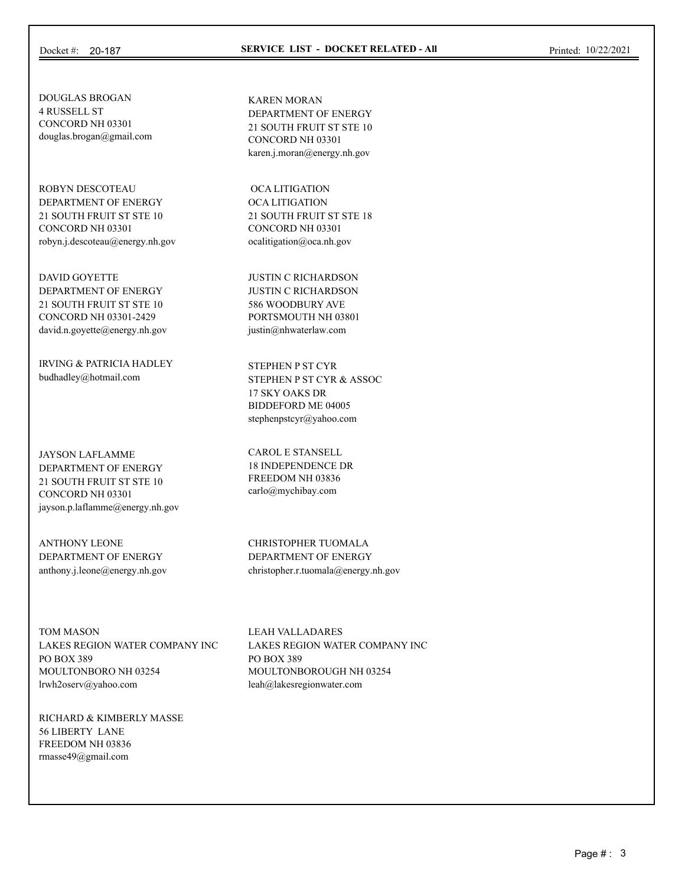Docket #: 20-187 **SERVICE LIST - DOCKET RELATED - All** Printed: 10/22/2021

DOUGLAS BROGAN
4 RUSSELL ST
CONCORD NH 03301
douglas.brogan@gmail.com

KAREN MORAN
DEPARTMENT OF ENERGY
21 SOUTH FRUIT ST STE 10
CONCORD NH 03301
karen.j.moran@energy.nh.gov

ROBYN DESCOTEAU
DEPARTMENT OF ENERGY
21 SOUTH FRUIT ST STE 10
CONCORD NH 03301
robyn.j.descoteau@energy.nh.gov

OCA LITIGATION
OCA LITIGATION
21 SOUTH FRUIT ST STE 18
CONCORD NH 03301
ocalitigation@oca.nh.gov

DAVID GOYETTE
DEPARTMENT OF ENERGY
21 SOUTH FRUIT ST STE 10
CONCORD NH 03301-2429
david.n.goyette@energy.nh.gov

JUSTIN C RICHARDSON
JUSTIN C RICHARDSON
586 WOODBURY AVE
PORTSMOUTH NH 03801
justin@nhwaterlaw.com

IRVING & PATRICIA HADLEY
budhadley@hotmail.com

STEPHEN P ST CYR
STEPHEN P ST CYR & ASSOC
17 SKY OAKS DR
BIDDEFORD ME 04005
stephenpstcyr@yahoo.com

JAYSON LAFLAMME
DEPARTMENT OF ENERGY
21 SOUTH FRUIT ST STE 10
CONCORD NH 03301
jayson.p.laflamme@energy.nh.gov

CAROL E STANSELL
18 INDEPENDENCE DR
FREEDOM NH 03836
carlo@mychibay.com

ANTHONY LEONE
DEPARTMENT OF ENERGY
anthony.j.leone@energy.nh.gov

CHRISTOPHER TUOMALA
DEPARTMENT OF ENERGY
christopher.r.tuomala@energy.nh.gov

TOM MASON
LAKES REGION WATER COMPANY INC
PO BOX 389
MOULTONBORO NH 03254
lrwh2oserv@yahoo.com

LEAH VALLADARES
LAKES REGION WATER COMPANY INC
PO BOX 389
MOULTONBOROUGH NH 03254
leah@lakesregionwater.com

RICHARD & KIMBERLY MASSE
56 LIBERTY LANE
FREEDOM NH 03836
rmasse49@gmail.com